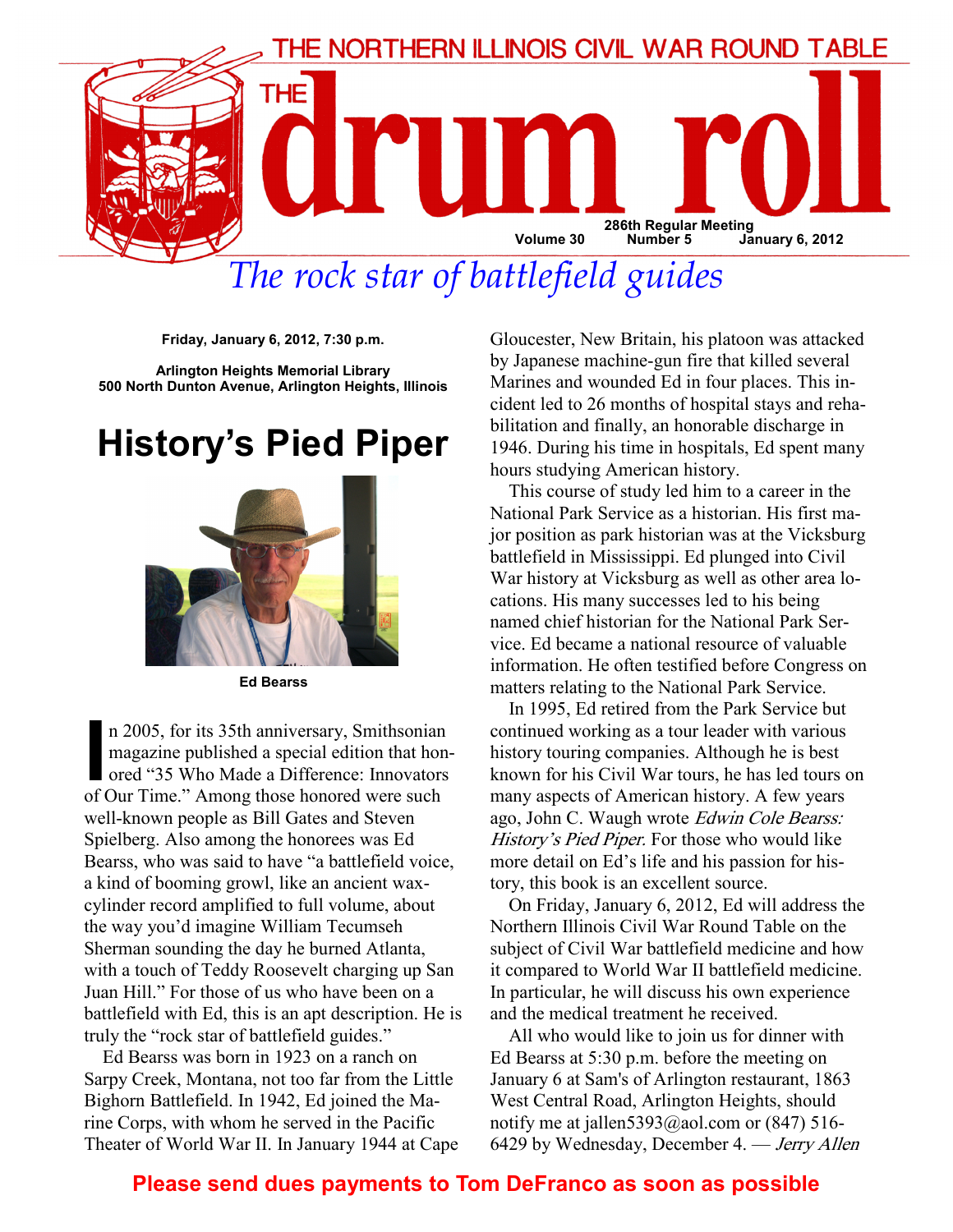THE NORTHERN ILLINOIS CIVIL WAR ROUND TABLE

# THE drum roll

286th Regular Meeting
Volume 30 Number 5 January 6, 2012

*The rock star of battlefield guides*

**Friday, January 6, 2012, 7:30 p.m.**

**Arlington Heights Memorial Library**
**500 North Dunton Avenue, Arlington Heights, Illinois**

## History's Pied Piper

**Ed Bearss**

In 2005, for its 35th anniversary, Smithsonian magazine published a special edition that honored "35 Who Made a Difference: Innovators of Our Time." Among those honored were such well-known people as Bill Gates and Steven Spielberg. Also among the honorees was Ed Bearss, who was said to have "a battlefield voice, a kind of booming growl, like an ancient wax-cylinder record amplified to full volume, about the way you'd imagine William Tecumseh Sherman sounding the day he burned Atlanta, with a touch of Teddy Roosevelt charging up San Juan Hill." For those of us who have been on a battlefield with Ed, this is an apt description. He is truly the "rock star of battlefield guides."

Ed Bearss was born in 1923 on a ranch on Sarpy Creek, Montana, not too far from the Little Bighorn Battlefield. In 1942, Ed joined the Marine Corps, with whom he served in the Pacific Theater of World War II. In January 1944 at Cape Gloucester, New Britain, his platoon was attacked by Japanese machine-gun fire that killed several Marines and wounded Ed in four places. This incident led to 26 months of hospital stays and rehabilitation and finally, an honorable discharge in 1946. During his time in hospitals, Ed spent many hours studying American history.

This course of study led him to a career in the National Park Service as a historian. His first major position as park historian was at the Vicksburg battlefield in Mississippi. Ed plunged into Civil War history at Vicksburg as well as other area locations. His many successes led to his being named chief historian for the National Park Service. Ed became a national resource of valuable information. He often testified before Congress on matters relating to the National Park Service.

In 1995, Ed retired from the Park Service but continued working as a tour leader with various history touring companies. Although he is best known for his Civil War tours, he has led tours on many aspects of American history. A few years ago, John C. Waugh wrote *Edwin Cole Bearss: History's Pied Piper*. For those who would like more detail on Ed's life and his passion for history, this book is an excellent source.

On Friday, January 6, 2012, Ed will address the Northern Illinois Civil War Round Table on the subject of Civil War battlefield medicine and how it compared to World War II battlefield medicine. In particular, he will discuss his own experience and the medical treatment he received.

All who would like to join us for dinner with Ed Bearss at 5:30 p.m. before the meeting on January 6 at Sam's of Arlington restaurant, 1863 West Central Road, Arlington Heights, should notify me at jallen5393@aol.com or (847) 516-6429 by Wednesday, December 4. — *Jerry Allen*

**Please send dues payments to Tom DeFranco as soon as possible**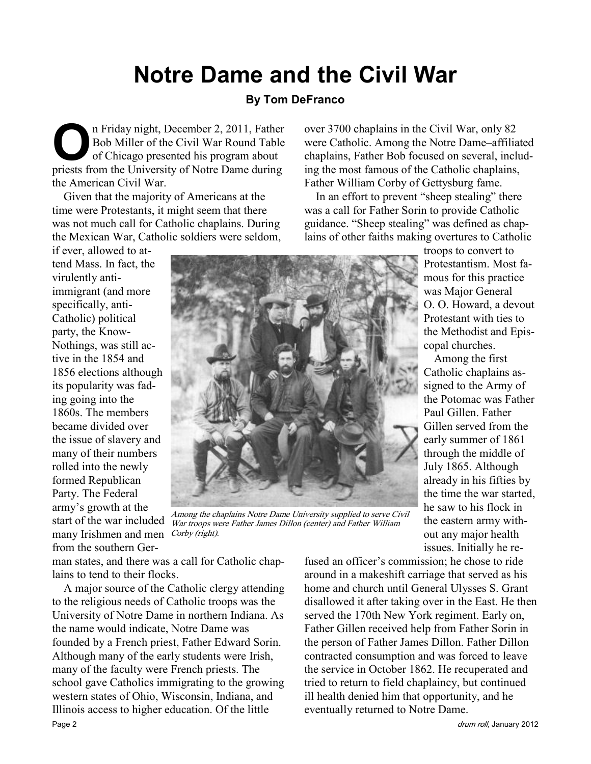# Notre Dame and the Civil War

**By Tom DeFranco**

On Friday night, December 2, 2011, Father Bob Miller of the Civil War Round Table of Chicago presented his program about priests from the University of Notre Dame during the American Civil War.

Given that the majority of Americans at the time were Protestants, it might seem that there was not much call for Catholic chaplains. During the Mexican War, Catholic soldiers were seldom, if ever, allowed to attend Mass. In fact, the virulently anti-immigrant (and more specifically, anti-Catholic) political party, the Know-Nothings, was still active in the 1854 and 1856 elections although its popularity was fading going into the 1860s. The members became divided over the issue of slavery and many of their numbers rolled into the newly formed Republican Party. The Federal army's growth at the start of the war included many Irishmen and men from the southern German states, and there was a call for Catholic chaplains to tend to their flocks.

*Among the chaplains Notre Dame University supplied to serve Civil War troops were Father James Dillon (center) and Father William Corby (right).*

A major source of the Catholic clergy attending to the religious needs of Catholic troops was the University of Notre Dame in northern Indiana. As the name would indicate, Notre Dame was founded by a French priest, Father Edward Sorin. Although many of the early students were Irish, many of the faculty were French priests. The school gave Catholics immigrating to the growing western states of Ohio, Wisconsin, Indiana, and Illinois access to higher education. Of the little over 3700 chaplains in the Civil War, only 82 were Catholic. Among the Notre Dame–affiliated chaplains, Father Bob focused on several, including the most famous of the Catholic chaplains, Father William Corby of Gettysburg fame.

In an effort to prevent "sheep stealing" there was a call for Father Sorin to provide Catholic guidance. "Sheep stealing" was defined as chaplains of other faiths making overtures to Catholic troops to convert to Protestantism. Most famous for this practice was Major General O. O. Howard, a devout Protestant with ties to the Methodist and Episcopal churches.

Among the first Catholic chaplains assigned to the Army of the Potomac was Father Paul Gillen. Father Gillen served from the early summer of 1861 through the middle of July 1865. Although already in his fifties by the time the war started, he saw to his flock in the eastern army without any major health issues. Initially he refused an officer's commission; he chose to ride around in a makeshift carriage that served as his home and church until General Ulysses S. Grant disallowed it after taking over in the East. He then served the 170th New York regiment. Early on, Father Gillen received help from Father Sorin in the person of Father James Dillon. Father Dillon contracted consumption and was forced to leave the service in October 1862. He recuperated and tried to return to field chaplaincy, but continued ill health denied him that opportunity, and he eventually returned to Notre Dame.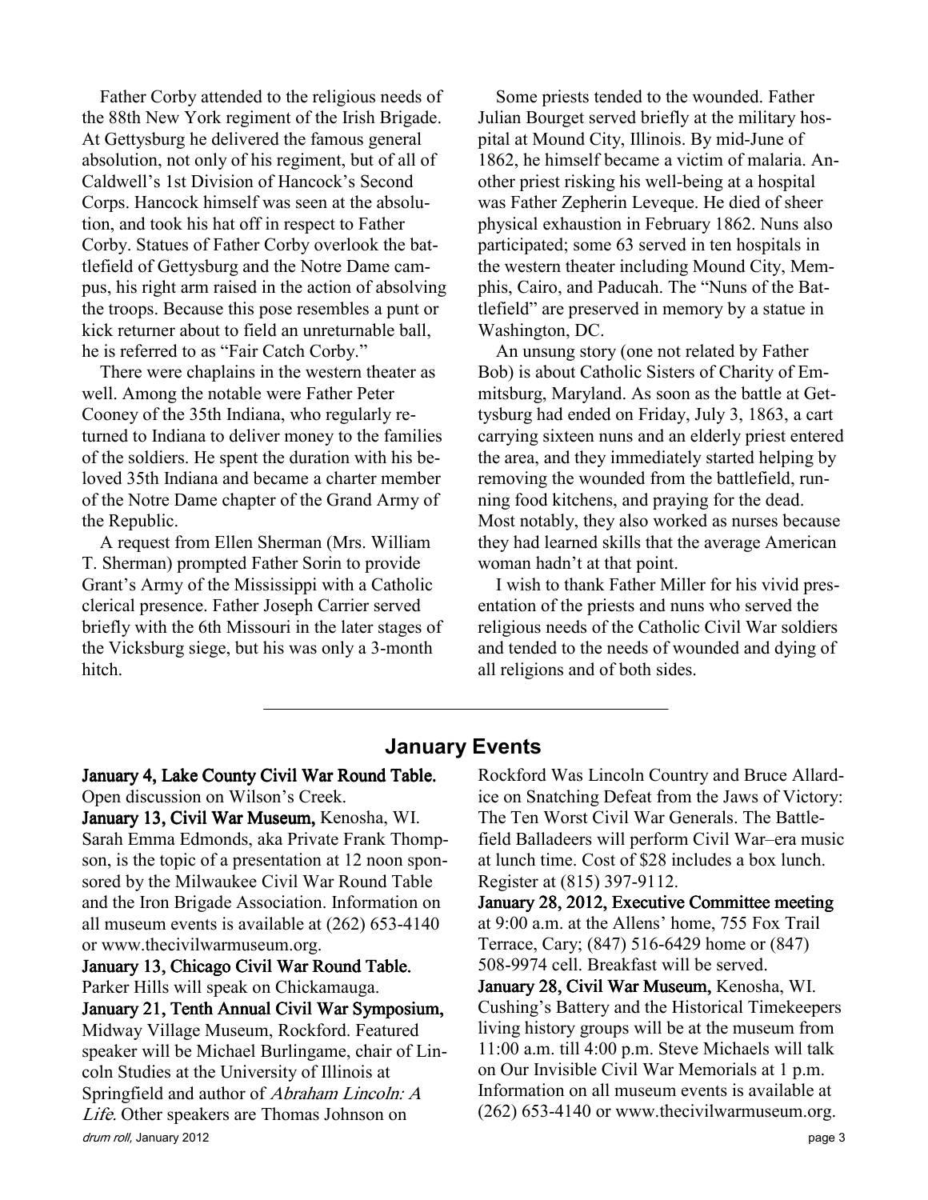Father Corby attended to the religious needs of the 88th New York regiment of the Irish Brigade. At Gettysburg he delivered the famous general absolution, not only of his regiment, but of all of Caldwell's 1st Division of Hancock's Second Corps. Hancock himself was seen at the absolution, and took his hat off in respect to Father Corby. Statues of Father Corby overlook the battlefield of Gettysburg and the Notre Dame campus, his right arm raised in the action of absolving the troops. Because this pose resembles a punt or kick returner about to field an unreturnable ball, he is referred to as "Fair Catch Corby."

There were chaplains in the western theater as well. Among the notable were Father Peter Cooney of the 35th Indiana, who regularly returned to Indiana to deliver money to the families of the soldiers. He spent the duration with his beloved 35th Indiana and became a charter member of the Notre Dame chapter of the Grand Army of the Republic.

A request from Ellen Sherman (Mrs. William T. Sherman) prompted Father Sorin to provide Grant's Army of the Mississippi with a Catholic clerical presence. Father Joseph Carrier served briefly with the 6th Missouri in the later stages of the Vicksburg siege, but his was only a 3-month hitch.

Some priests tended to the wounded. Father Julian Bourget served briefly at the military hospital at Mound City, Illinois. By mid-June of 1862, he himself became a victim of malaria. Another priest risking his well-being at a hospital was Father Zepherin Leveque. He died of sheer physical exhaustion in February 1862. Nuns also participated; some 63 served in ten hospitals in the western theater including Mound City, Memphis, Cairo, and Paducah. The "Nuns of the Battlefield" are preserved in memory by a statue in Washington, DC.

An unsung story (one not related by Father Bob) is about Catholic Sisters of Charity of Emmitsburg, Maryland. As soon as the battle at Gettysburg had ended on Friday, July 3, 1863, a cart carrying sixteen nuns and an elderly priest entered the area, and they immediately started helping by removing the wounded from the battlefield, running food kitchens, and praying for the dead. Most notably, they also worked as nurses because they had learned skills that the average American woman hadn't at that point.

I wish to thank Father Miller for his vivid presentation of the priests and nuns who served the religious needs of the Catholic Civil War soldiers and tended to the needs of wounded and dying of all religions and of both sides.

---

## January Events

**January 4, Lake County Civil War Round Table.** Open discussion on Wilson's Creek.

**January 13, Civil War Museum,** Kenosha, WI. Sarah Emma Edmonds, aka Private Frank Thompson, is the topic of a presentation at 12 noon sponsored by the Milwaukee Civil War Round Table and the Iron Brigade Association. Information on all museum events is available at (262) 653-4140 or www.thecivilwarmuseum.org.

**January 13, Chicago Civil War Round Table.** Parker Hills will speak on Chickamauga.

**January 21, Tenth Annual Civil War Symposium,** Midway Village Museum, Rockford. Featured speaker will be Michael Burlingame, chair of Lincoln Studies at the University of Illinois at Springfield and author of *Abraham Lincoln: A Life*. Other speakers are Thomas Johnson on Rockford Was Lincoln Country and Bruce Allardice on Snatching Defeat from the Jaws of Victory: The Ten Worst Civil War Generals. The Battlefield Balladeers will perform Civil War–era music at lunch time. Cost of $28 includes a box lunch. Register at (815) 397-9112.

**January 28, 2012, Executive Committee meeting** at 9:00 a.m. at the Allens' home, 755 Fox Trail Terrace, Cary; (847) 516-6429 home or (847) 508-9974 cell. Breakfast will be served.

**January 28, Civil War Museum,** Kenosha, WI. Cushing's Battery and the Historical Timekeepers living history groups will be at the museum from 11:00 a.m. till 4:00 p.m. Steve Michaels will talk on Our Invisible Civil War Memorials at 1 p.m. Information on all museum events is available at (262) 653-4140 or www.thecivilwarmuseum.org.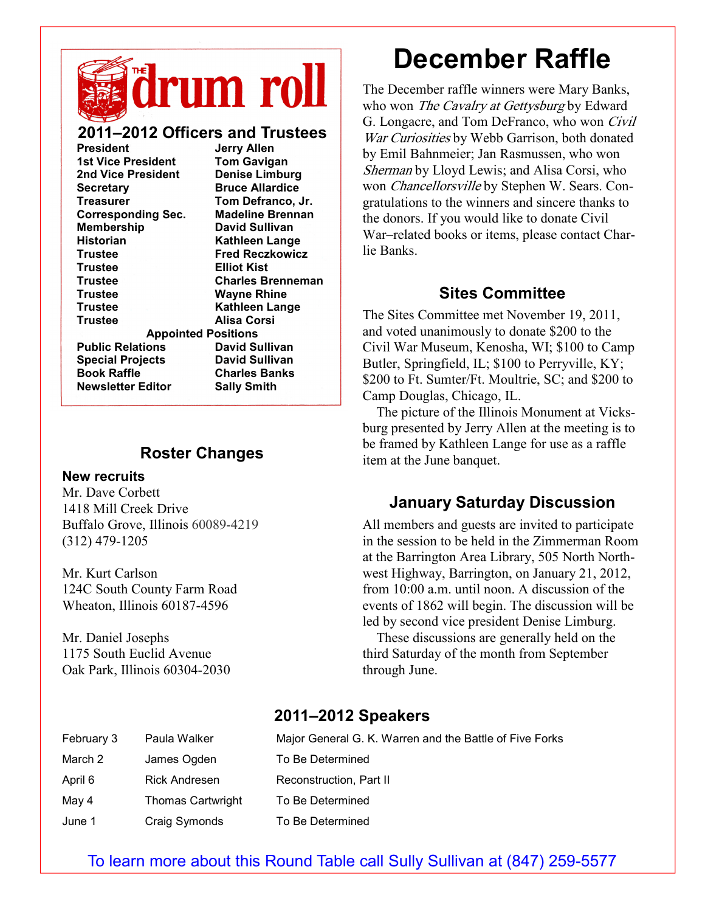# THE drum roll

## 2011–2012 Officers and Trustees

| | |
|---|---|
| **President** | **Jerry Allen** |
| **1st Vice President** | **Tom Gavigan** |
| **2nd Vice President** | **Denise Limburg** |
| **Secretary** | **Bruce Allardice** |
| **Treasurer** | **Tom Defranco, Jr.** |
| **Corresponding Sec.** | **Madeline Brennan** |
| **Membership** | **David Sullivan** |
| **Historian** | **Kathleen Lange** |
| **Trustee** | **Fred Reczkowicz** |
| **Trustee** | **Elliot Kist** |
| **Trustee** | **Charles Brenneman** |
| **Trustee** | **Wayne Rhine** |
| **Trustee** | **Kathleen Lange** |
| **Trustee** | **Alisa Corsi** |

**Appointed Positions**

| | |
|---|---|
| **Public Relations** | **David Sullivan** |
| **Special Projects** | **David Sullivan** |
| **Book Raffle** | **Charles Banks** |
| **Newsletter Editor** | **Sally Smith** |

## Roster Changes

**New recruits**

Mr. Dave Corbett
1418 Mill Creek Drive
Buffalo Grove, Illinois 60089-4219
(312) 479-1205

Mr. Kurt Carlson
124C South County Farm Road
Wheaton, Illinois 60187-4596

Mr. Daniel Josephs
1175 South Euclid Avenue
Oak Park, Illinois 60304-2030

# December Raffle

The December raffle winners were Mary Banks, who won *The Cavalry at Gettysburg* by Edward G. Longacre, and Tom DeFranco, who won *Civil War Curiosities* by Webb Garrison, both donated by Emil Bahnmeier; Jan Rasmussen, who won *Sherman* by Lloyd Lewis; and Alisa Corsi, who won *Chancellorsville* by Stephen W. Sears. Congratulations to the winners and sincere thanks to the donors. If you would like to donate Civil War–related books or items, please contact Charlie Banks.

## Sites Committee

The Sites Committee met November 19, 2011, and voted unanimously to donate $200 to the Civil War Museum, Kenosha, WI; $100 to Camp Butler, Springfield, IL; $100 to Perryville, KY; $200 to Ft. Sumter/Ft. Moultrie, SC; and $200 to Camp Douglas, Chicago, IL.

The picture of the Illinois Monument at Vicksburg presented by Jerry Allen at the meeting is to be framed by Kathleen Lange for use as a raffle item at the June banquet.

## January Saturday Discussion

All members and guests are invited to participate in the session to be held in the Zimmerman Room at the Barrington Area Library, 505 North Northwest Highway, Barrington, on January 21, 2012, from 10:00 a.m. until noon. A discussion of the events of 1862 will begin. The discussion will be led by second vice president Denise Limburg.

These discussions are generally held on the third Saturday of the month from September through June.

## 2011–2012 Speakers

| | | |
|---|---|---|
| February 3 | Paula Walker | Major General G. K. Warren and the Battle of Five Forks |
| March 2 | James Ogden | To Be Determined |
| April 6 | Rick Andresen | Reconstruction, Part II |
| May 4 | Thomas Cartwright | To Be Determined |
| June 1 | Craig Symonds | To Be Determined |

To learn more about this Round Table call Sully Sullivan at (847) 259-5577